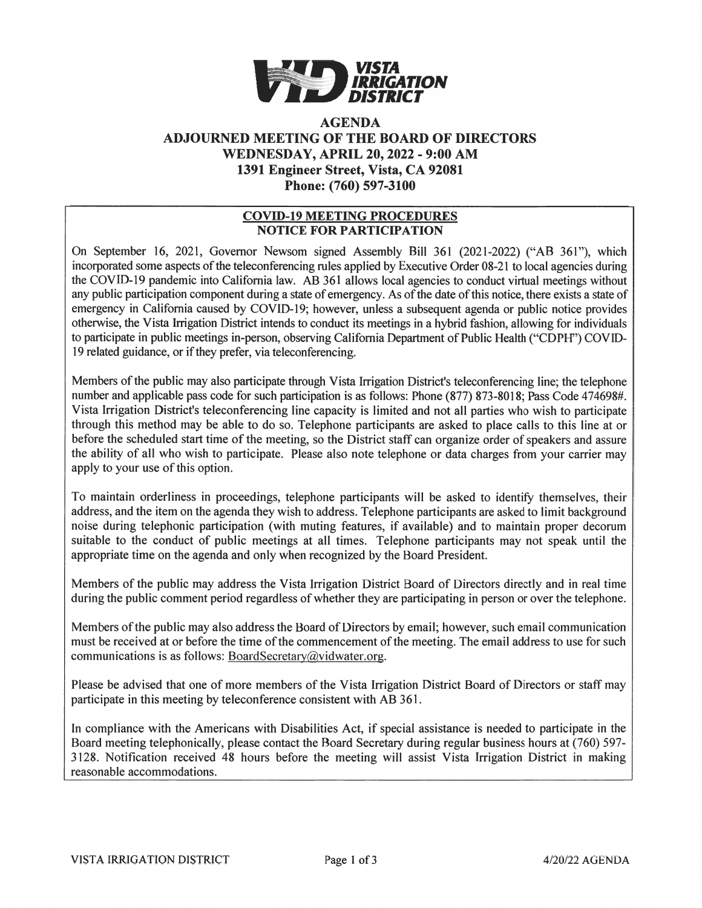**VISTA IRRIGATION DISTRICT**

# AGENDA
## ADJOURNED MEETING OF THE BOARD OF DIRECTORS
## WEDNESDAY, APRIL 20, 2022 - 9:00 AM
### 1391 Engineer Street, Vista, CA 92081
### Phone: (760) 597-3100

**COVID-19 MEETING PROCEDURES**
**NOTICE FOR PARTICIPATION**

On September 16, 2021, Governor Newsom signed Assembly Bill 361 (2021-2022) ("AB 361"), which incorporated some aspects of the teleconferencing rules applied by Executive Order 08-21 to local agencies during the COVID-19 pandemic into California law. AB 361 allows local agencies to conduct virtual meetings without any public participation component during a state of emergency. As of the date of this notice, there exists a state of emergency in California caused by COVID-19; however, unless a subsequent agenda or public notice provides otherwise, the Vista Irrigation District intends to conduct its meetings in a hybrid fashion, allowing for individuals to participate in public meetings in-person, observing California Department of Public Health ("CDPH") COVID-19 related guidance, or if they prefer, via teleconferencing.

Members of the public may also participate through Vista Irrigation District's teleconferencing line; the telephone number and applicable pass code for such participation is as follows: Phone (877) 873-8018; Pass Code 474698#. Vista Irrigation District's teleconferencing line capacity is limited and not all parties who wish to participate through this method may be able to do so. Telephone participants are asked to place calls to this line at or before the scheduled start time of the meeting, so the District staff can organize order of speakers and assure the ability of all who wish to participate. Please also note telephone or data charges from your carrier may apply to your use of this option.

To maintain orderliness in proceedings, telephone participants will be asked to identify themselves, their address, and the item on the agenda they wish to address. Telephone participants are asked to limit background noise during telephonic participation (with muting features, if available) and to maintain proper decorum suitable to the conduct of public meetings at all times. Telephone participants may not speak until the appropriate time on the agenda and only when recognized by the Board President.

Members of the public may address the Vista Irrigation District Board of Directors directly and in real time during the public comment period regardless of whether they are participating in person or over the telephone.

Members of the public may also address the Board of Directors by email; however, such email communication must be received at or before the time of the commencement of the meeting. The email address to use for such communications is as follows: BoardSecretary@vidwater.org.

Please be advised that one of more members of the Vista Irrigation District Board of Directors or staff may participate in this meeting by teleconference consistent with AB 361.

In compliance with the Americans with Disabilities Act, if special assistance is needed to participate in the Board meeting telephonically, please contact the Board Secretary during regular business hours at (760) 597-3128. Notification received 48 hours before the meeting will assist Vista Irrigation District in making reasonable accommodations.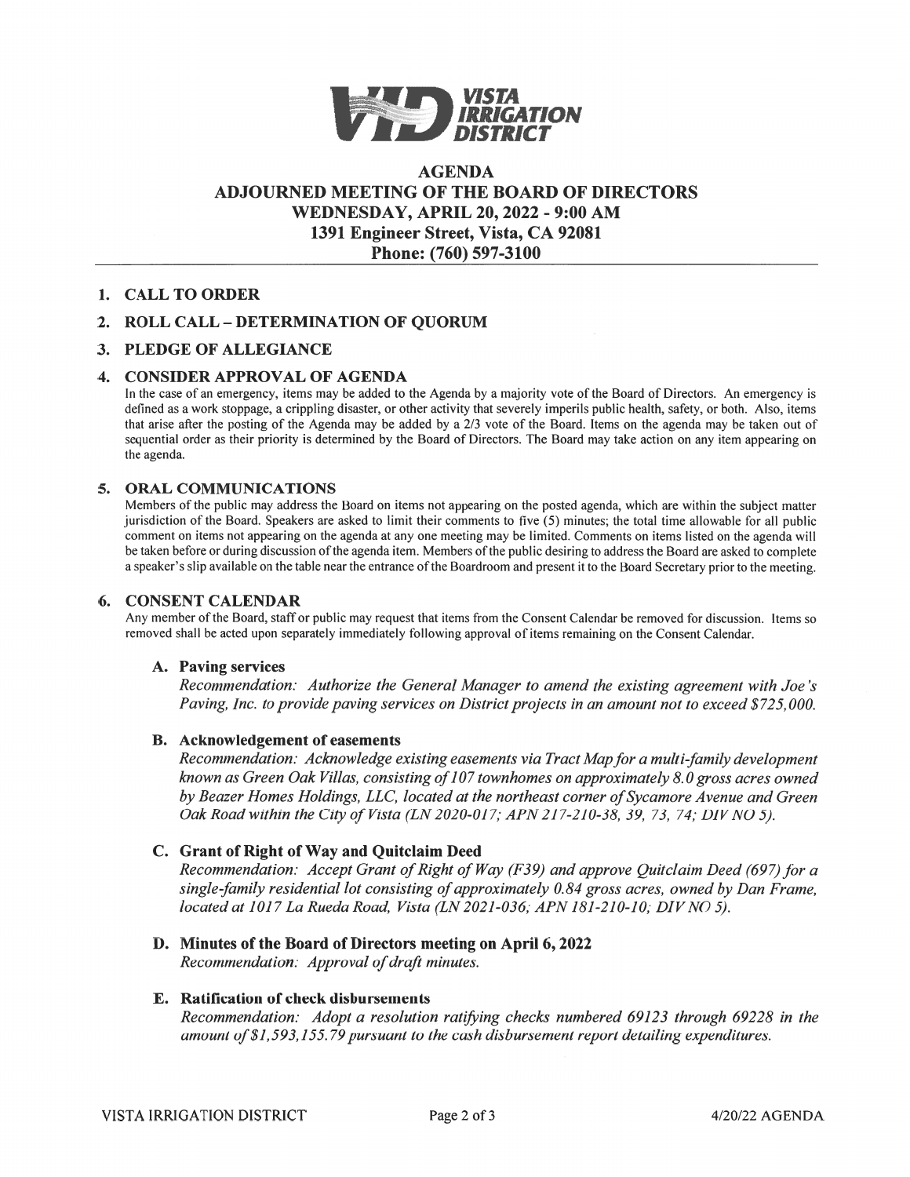**VISTA IRRIGATION DISTRICT**

# AGENDA
## ADJOURNED MEETING OF THE BOARD OF DIRECTORS
## WEDNESDAY, APRIL 20, 2022 - 9:00 AM
## 1391 Engineer Street, Vista, CA 92081
## Phone: (760) 597-3100

**1. CALL TO ORDER**

**2. ROLL CALL – DETERMINATION OF QUORUM**

**3. PLEDGE OF ALLEGIANCE**

**4. CONSIDER APPROVAL OF AGENDA**

In the case of an emergency, items may be added to the Agenda by a majority vote of the Board of Directors. An emergency is defined as a work stoppage, a crippling disaster, or other activity that severely imperils public health, safety, or both. Also, items that arise after the posting of the Agenda may be added by a 2/3 vote of the Board. Items on the agenda may be taken out of sequential order as their priority is determined by the Board of Directors. The Board may take action on any item appearing on the agenda.

**5. ORAL COMMUNICATIONS**

Members of the public may address the Board on items not appearing on the posted agenda, which are within the subject matter jurisdiction of the Board. Speakers are asked to limit their comments to five (5) minutes; the total time allowable for all public comment on items not appearing on the agenda at any one meeting may be limited. Comments on items listed on the agenda will be taken before or during discussion of the agenda item. Members of the public desiring to address the Board are asked to complete a speaker's slip available on the table near the entrance of the Boardroom and present it to the Board Secretary prior to the meeting.

**6. CONSENT CALENDAR**

Any member of the Board, staff or public may request that items from the Consent Calendar be removed for discussion. Items so removed shall be acted upon separately immediately following approval of items remaining on the Consent Calendar.

**A. Paving services**

*Recommendation: Authorize the General Manager to amend the existing agreement with Joe's Paving, Inc. to provide paving services on District projects in an amount not to exceed $725,000.*

**B. Acknowledgement of easements**

*Recommendation: Acknowledge existing easements via Tract Map for a multi-family development known as Green Oak Villas, consisting of 107 townhomes on approximately 8.0 gross acres owned by Beazer Homes Holdings, LLC, located at the northeast corner of Sycamore Avenue and Green Oak Road within the City of Vista (LN 2020-017; APN 217-210-38, 39, 73, 74; DIV NO 5).*

**C. Grant of Right of Way and Quitclaim Deed**

*Recommendation: Accept Grant of Right of Way (F39) and approve Quitclaim Deed (697) for a single-family residential lot consisting of approximately 0.84 gross acres, owned by Dan Frame, located at 1017 La Rueda Road, Vista (LN 2021-036; APN 181-210-10; DIV NO 5).*

**D. Minutes of the Board of Directors meeting on April 6, 2022**

*Recommendation: Approval of draft minutes.*

**E. Ratification of check disbursements**

*Recommendation: Adopt a resolution ratifying checks numbered 69123 through 69228 in the amount of $1,593,155.79 pursuant to the cash disbursement report detailing expenditures.*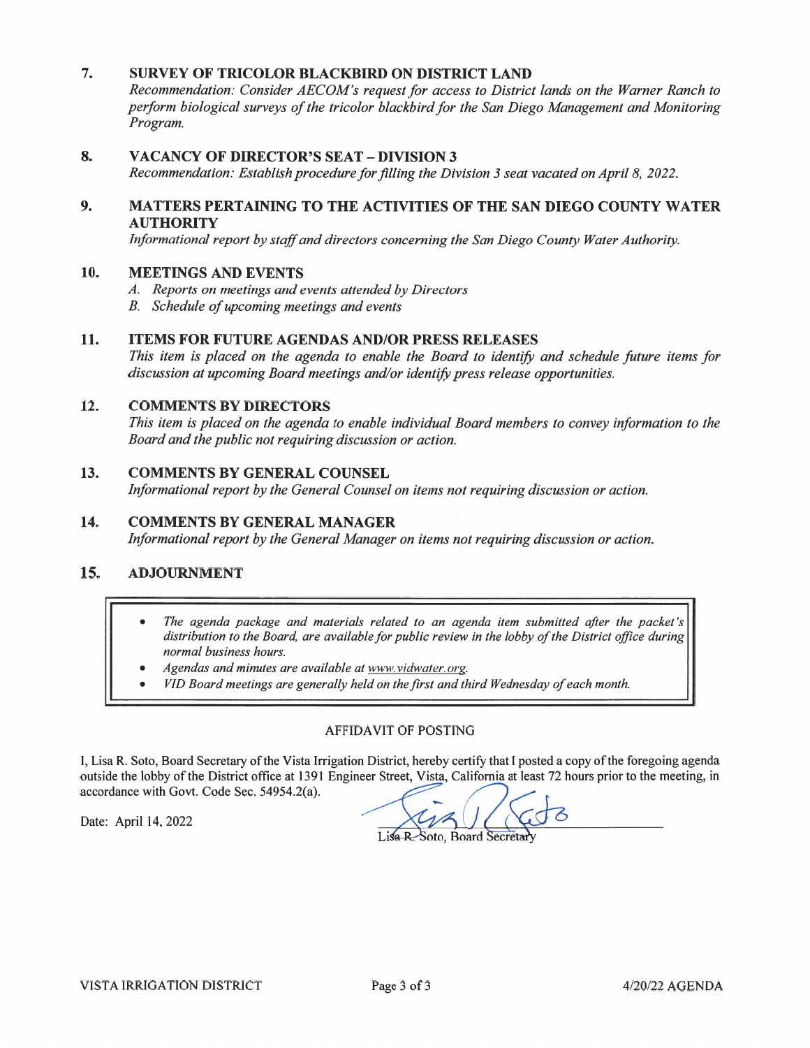## 7. SURVEY OF TRICOLOR BLACKBIRD ON DISTRICT LAND

*Recommendation: Consider AECOM's request for access to District lands on the Warner Ranch to perform biological surveys of the tricolor blackbird for the San Diego Management and Monitoring Program.*

## 8. VACANCY OF DIRECTOR'S SEAT – DIVISION 3

*Recommendation: Establish procedure for filling the Division 3 seat vacated on April 8, 2022.*

## 9. MATTERS PERTAINING TO THE ACTIVITIES OF THE SAN DIEGO COUNTY WATER AUTHORITY

*Informational report by staff and directors concerning the San Diego County Water Authority.*

## 10. MEETINGS AND EVENTS

*A. Reports on meetings and events attended by Directors*
*B. Schedule of upcoming meetings and events*

## 11. ITEMS FOR FUTURE AGENDAS AND/OR PRESS RELEASES

*This item is placed on the agenda to enable the Board to identify and schedule future items for discussion at upcoming Board meetings and/or identify press release opportunities.*

## 12. COMMENTS BY DIRECTORS

*This item is placed on the agenda to enable individual Board members to convey information to the Board and the public not requiring discussion or action.*

## 13. COMMENTS BY GENERAL COUNSEL

*Informational report by the General Counsel on items not requiring discussion or action.*

## 14. COMMENTS BY GENERAL MANAGER

*Informational report by the General Manager on items not requiring discussion or action.*

## 15. ADJOURNMENT

- *The agenda package and materials related to an agenda item submitted after the packet's distribution to the Board, are available for public review in the lobby of the District office during normal business hours.*
- *Agendas and minutes are available at www.vidwater.org.*
- *VID Board meetings are generally held on the first and third Wednesday of each month.*

AFFIDAVIT OF POSTING

I, Lisa R. Soto, Board Secretary of the Vista Irrigation District, hereby certify that I posted a copy of the foregoing agenda outside the lobby of the District office at 1391 Engineer Street, Vista, California at least 72 hours prior to the meeting, in accordance with Govt. Code Sec. 54954.2(a).

Date: April 14, 2022

Lisa R. Soto, Board Secretary